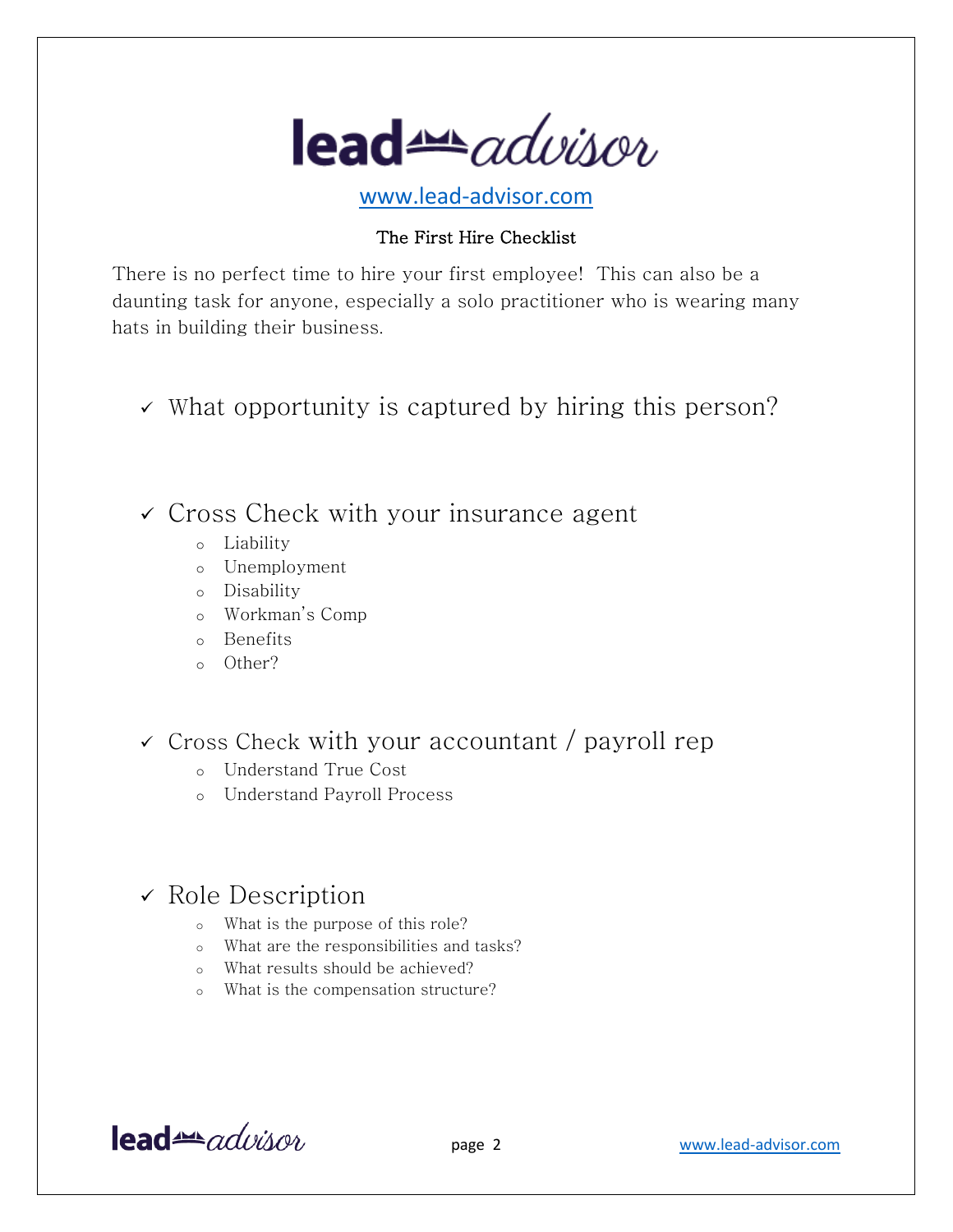www.lead-advisor.com

## The First Hire Checklist

There is no perfect time to hire your first employee! This can also be a daunting task for anyone, especially a solo practitioner who is wearing many hats in building their business.

- ✓ What opportunity is captured by hiring this person?

- ✓ Cross Check with your insurance agent
  - Liability
  - Unemployment
  - Disability
  - Workman's Comp
  - Benefits
  - Other?

- ✓ Cross Check with your accountant / payroll rep
  - Understand True Cost
  - Understand Payroll Process

- ✓ Role Description
  - What is the purpose of this role?
  - What are the responsibilities and tasks?
  - What results should be achieved?
  - What is the compensation structure?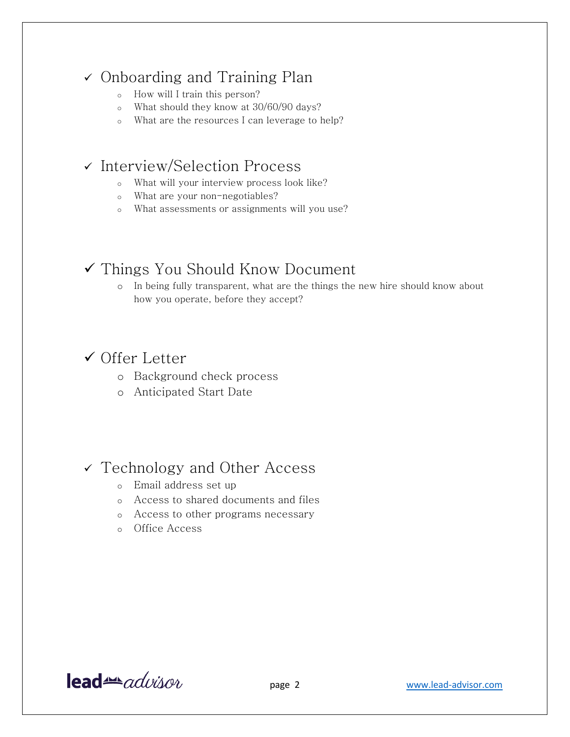- ✓ Onboarding and Training Plan
  - How will I train this person?
  - What should they know at 30/60/90 days?
  - What are the resources I can leverage to help?

- ✓ Interview/Selection Process
  - What will your interview process look like?
  - What are your non-negotiables?
  - What assessments or assignments will you use?

- ✓ Things You Should Know Document
  - In being fully transparent, what are the things the new hire should know about how you operate, before they accept?

- ✓ Offer Letter
  - Background check process
  - Anticipated Start Date

- ✓ Technology and Other Access
  - Email address set up
  - Access to shared documents and files
  - Access to other programs necessary
  - Office Access